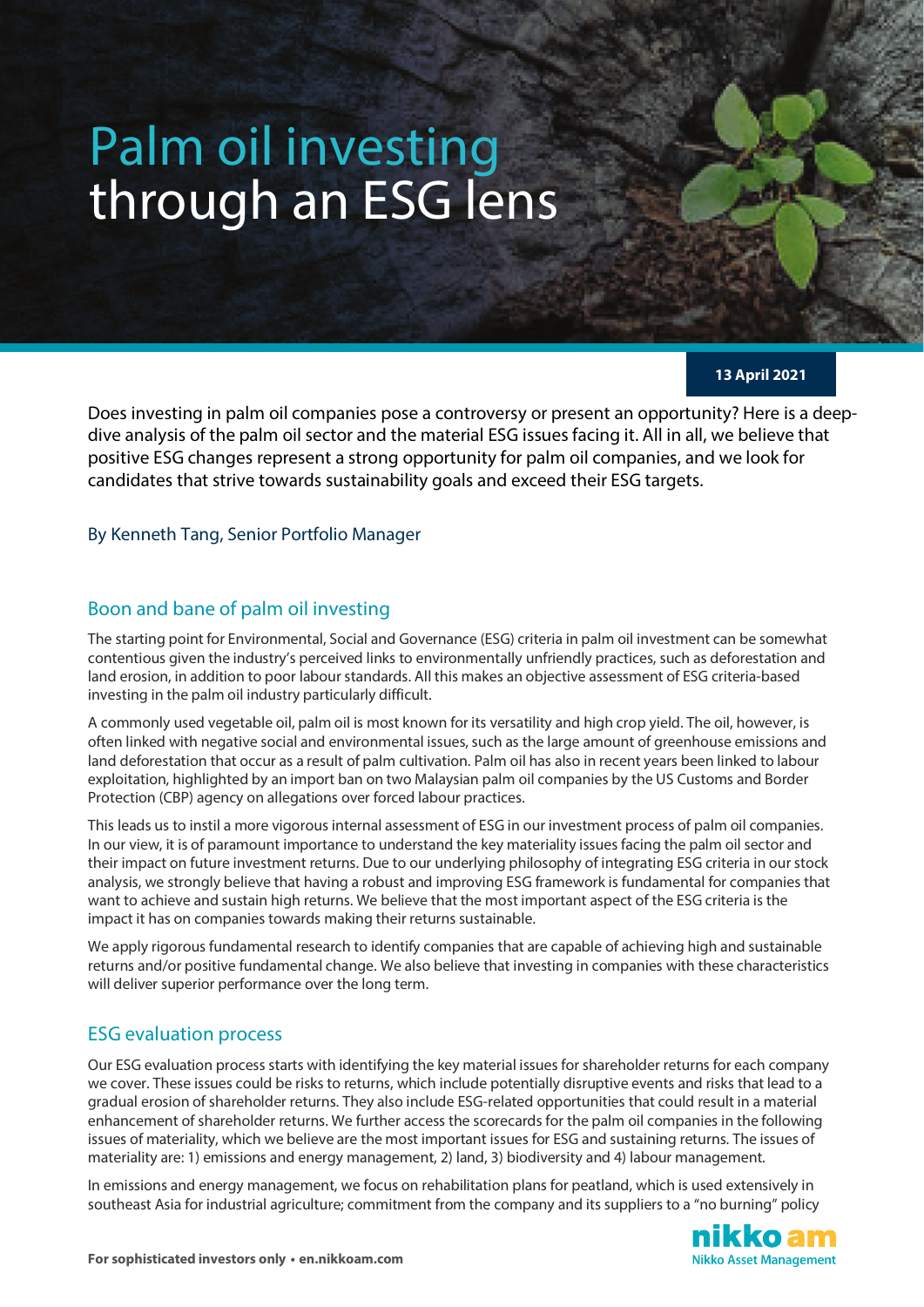# Palm oil investing through an ESG lens

**13 April 2021**

Does investing in palm oil companies pose a controversy or present an opportunity? Here is a deep-dive analysis of the palm oil sector and the material ESG issues facing it. All in all, we believe that positive ESG changes represent a strong opportunity for palm oil companies, and we look for candidates that strive towards sustainability goals and exceed their ESG targets.

By Kenneth Tang, Senior Portfolio Manager

## Boon and bane of palm oil investing

The starting point for Environmental, Social and Governance (ESG) criteria in palm oil investment can be somewhat contentious given the industry's perceived links to environmentally unfriendly practices, such as deforestation and land erosion, in addition to poor labour standards. All this makes an objective assessment of ESG criteria-based investing in the palm oil industry particularly difficult.

A commonly used vegetable oil, palm oil is most known for its versatility and high crop yield. The oil, however, is often linked with negative social and environmental issues, such as the large amount of greenhouse emissions and land deforestation that occur as a result of palm cultivation. Palm oil has also in recent years been linked to labour exploitation, highlighted by an import ban on two Malaysian palm oil companies by the US Customs and Border Protection (CBP) agency on allegations over forced labour practices.

This leads us to instil a more vigorous internal assessment of ESG in our investment process of palm oil companies. In our view, it is of paramount importance to understand the key materiality issues facing the palm oil sector and their impact on future investment returns. Due to our underlying philosophy of integrating ESG criteria in our stock analysis, we strongly believe that having a robust and improving ESG framework is fundamental for companies that want to achieve and sustain high returns. We believe that the most important aspect of the ESG criteria is the impact it has on companies towards making their returns sustainable.

We apply rigorous fundamental research to identify companies that are capable of achieving high and sustainable returns and/or positive fundamental change. We also believe that investing in companies with these characteristics will deliver superior performance over the long term.

## ESG evaluation process

Our ESG evaluation process starts with identifying the key material issues for shareholder returns for each company we cover. These issues could be risks to returns, which include potentially disruptive events and risks that lead to a gradual erosion of shareholder returns. They also include ESG-related opportunities that could result in a material enhancement of shareholder returns. We further access the scorecards for the palm oil companies in the following issues of materiality, which we believe are the most important issues for ESG and sustaining returns. The issues of materiality are: 1) emissions and energy management, 2) land, 3) biodiversity and 4) labour management.

In emissions and energy management, we focus on rehabilitation plans for peatland, which is used extensively in southeast Asia for industrial agriculture; commitment from the company and its suppliers to a "no burning" policy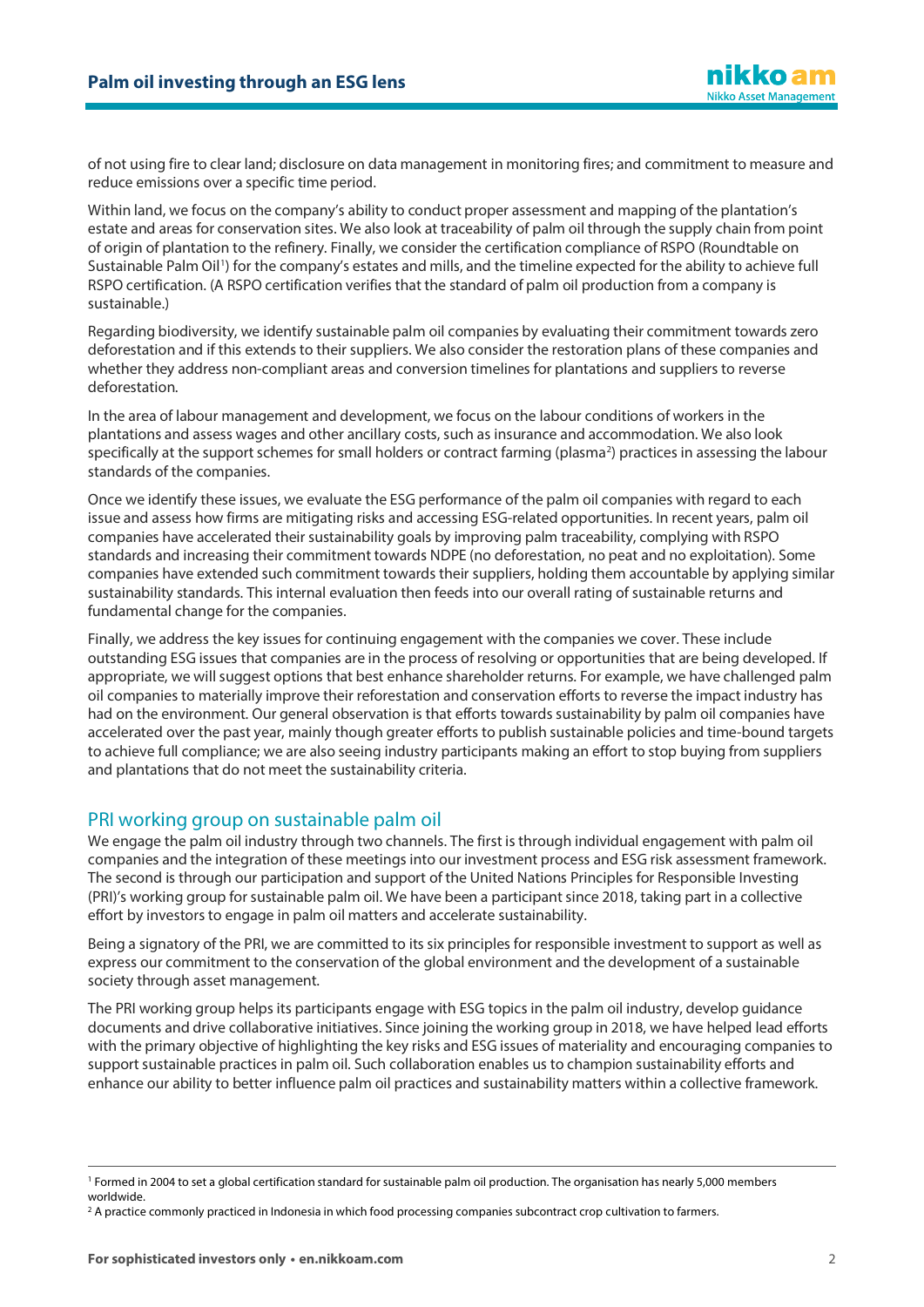of not using fire to clear land; disclosure on data management in monitoring fires; and commitment to measure and reduce emissions over a specific time period.

Within land, we focus on the company's ability to conduct proper assessment and mapping of the plantation's estate and areas for conservation sites. We also look at traceability of palm oil through the supply chain from point of origin of plantation to the refinery. Finally, we consider the certification compliance of RSPO (Roundtable on Sustainable Palm Oil[1]) for the company's estates and mills, and the timeline expected for the ability to achieve full RSPO certification. (A RSPO certification verifies that the standard of palm oil production from a company is sustainable.)

Regarding biodiversity, we identify sustainable palm oil companies by evaluating their commitment towards zero deforestation and if this extends to their suppliers. We also consider the restoration plans of these companies and whether they address non-compliant areas and conversion timelines for plantations and suppliers to reverse deforestation.

In the area of labour management and development, we focus on the labour conditions of workers in the plantations and assess wages and other ancillary costs, such as insurance and accommodation. We also look specifically at the support schemes for small holders or contract farming (plasma[2]) practices in assessing the labour standards of the companies.

Once we identify these issues, we evaluate the ESG performance of the palm oil companies with regard to each issue and assess how firms are mitigating risks and accessing ESG-related opportunities. In recent years, palm oil companies have accelerated their sustainability goals by improving palm traceability, complying with RSPO standards and increasing their commitment towards NDPE (no deforestation, no peat and no exploitation). Some companies have extended such commitment towards their suppliers, holding them accountable by applying similar sustainability standards. This internal evaluation then feeds into our overall rating of sustainable returns and fundamental change for the companies.

Finally, we address the key issues for continuing engagement with the companies we cover. These include outstanding ESG issues that companies are in the process of resolving or opportunities that are being developed. If appropriate, we will suggest options that best enhance shareholder returns. For example, we have challenged palm oil companies to materially improve their reforestation and conservation efforts to reverse the impact industry has had on the environment. Our general observation is that efforts towards sustainability by palm oil companies have accelerated over the past year, mainly though greater efforts to publish sustainable policies and time-bound targets to achieve full compliance; we are also seeing industry participants making an effort to stop buying from suppliers and plantations that do not meet the sustainability criteria.

## PRI working group on sustainable palm oil

We engage the palm oil industry through two channels. The first is through individual engagement with palm oil companies and the integration of these meetings into our investment process and ESG risk assessment framework. The second is through our participation and support of the United Nations Principles for Responsible Investing (PRI)'s working group for sustainable palm oil. We have been a participant since 2018, taking part in a collective effort by investors to engage in palm oil matters and accelerate sustainability.

Being a signatory of the PRI, we are committed to its six principles for responsible investment to support as well as express our commitment to the conservation of the global environment and the development of a sustainable society through asset management.

The PRI working group helps its participants engage with ESG topics in the palm oil industry, develop guidance documents and drive collaborative initiatives. Since joining the working group in 2018, we have helped lead efforts with the primary objective of highlighting the key risks and ESG issues of materiality and encouraging companies to support sustainable practices in palm oil. Such collaboration enables us to champion sustainability efforts and enhance our ability to better influence palm oil practices and sustainability matters within a collective framework.

---

[1] Formed in 2004 to set a global certification standard for sustainable palm oil production. The organisation has nearly 5,000 members worldwide.

[2] A practice commonly practiced in Indonesia in which food processing companies subcontract crop cultivation to farmers.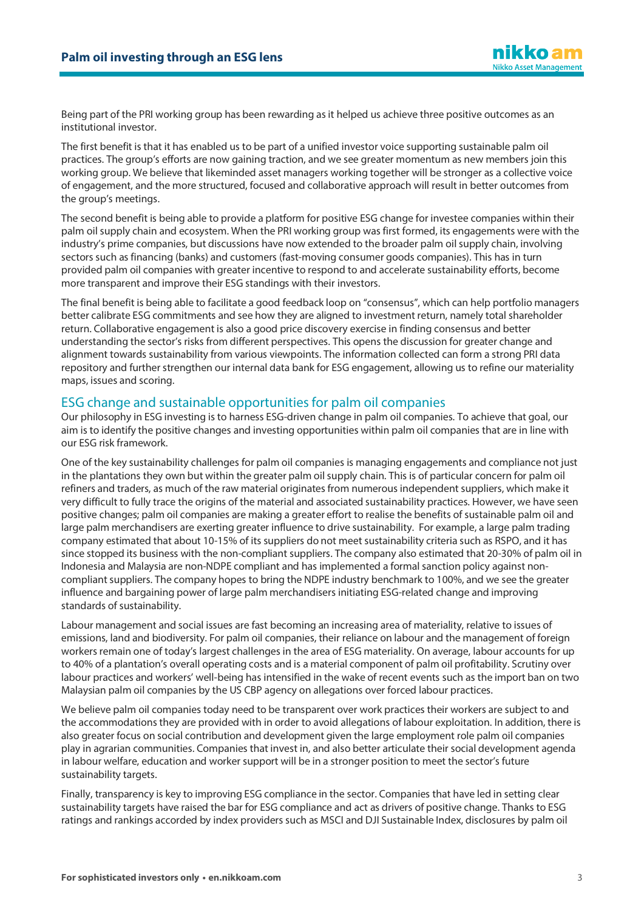Being part of the PRI working group has been rewarding as it helped us achieve three positive outcomes as an institutional investor.

The first benefit is that it has enabled us to be part of a unified investor voice supporting sustainable palm oil practices. The group's efforts are now gaining traction, and we see greater momentum as new members join this working group. We believe that likeminded asset managers working together will be stronger as a collective voice of engagement, and the more structured, focused and collaborative approach will result in better outcomes from the group's meetings.

The second benefit is being able to provide a platform for positive ESG change for investee companies within their palm oil supply chain and ecosystem. When the PRI working group was first formed, its engagements were with the industry's prime companies, but discussions have now extended to the broader palm oil supply chain, involving sectors such as financing (banks) and customers (fast-moving consumer goods companies). This has in turn provided palm oil companies with greater incentive to respond to and accelerate sustainability efforts, become more transparent and improve their ESG standings with their investors.

The final benefit is being able to facilitate a good feedback loop on "consensus", which can help portfolio managers better calibrate ESG commitments and see how they are aligned to investment return, namely total shareholder return. Collaborative engagement is also a good price discovery exercise in finding consensus and better understanding the sector's risks from different perspectives. This opens the discussion for greater change and alignment towards sustainability from various viewpoints. The information collected can form a strong PRI data repository and further strengthen our internal data bank for ESG engagement, allowing us to refine our materiality maps, issues and scoring.

## ESG change and sustainable opportunities for palm oil companies

Our philosophy in ESG investing is to harness ESG-driven change in palm oil companies. To achieve that goal, our aim is to identify the positive changes and investing opportunities within palm oil companies that are in line with our ESG risk framework.

One of the key sustainability challenges for palm oil companies is managing engagements and compliance not just in the plantations they own but within the greater palm oil supply chain. This is of particular concern for palm oil refiners and traders, as much of the raw material originates from numerous independent suppliers, which make it very difficult to fully trace the origins of the material and associated sustainability practices. However, we have seen positive changes; palm oil companies are making a greater effort to realise the benefits of sustainable palm oil and large palm merchandisers are exerting greater influence to drive sustainability. For example, a large palm trading company estimated that about 10-15% of its suppliers do not meet sustainability criteria such as RSPO, and it has since stopped its business with the non-compliant suppliers. The company also estimated that 20-30% of palm oil in Indonesia and Malaysia are non-NDPE compliant and has implemented a formal sanction policy against non-compliant suppliers. The company hopes to bring the NDPE industry benchmark to 100%, and we see the greater influence and bargaining power of large palm merchandisers initiating ESG-related change and improving standards of sustainability.

Labour management and social issues are fast becoming an increasing area of materiality, relative to issues of emissions, land and biodiversity. For palm oil companies, their reliance on labour and the management of foreign workers remain one of today's largest challenges in the area of ESG materiality. On average, labour accounts for up to 40% of a plantation's overall operating costs and is a material component of palm oil profitability. Scrutiny over labour practices and workers' well-being has intensified in the wake of recent events such as the import ban on two Malaysian palm oil companies by the US CBP agency on allegations over forced labour practices.

We believe palm oil companies today need to be transparent over work practices their workers are subject to and the accommodations they are provided with in order to avoid allegations of labour exploitation. In addition, there is also greater focus on social contribution and development given the large employment role palm oil companies play in agrarian communities. Companies that invest in, and also better articulate their social development agenda in labour welfare, education and worker support will be in a stronger position to meet the sector's future sustainability targets.

Finally, transparency is key to improving ESG compliance in the sector. Companies that have led in setting clear sustainability targets have raised the bar for ESG compliance and act as drivers of positive change. Thanks to ESG ratings and rankings accorded by index providers such as MSCI and DJI Sustainable Index, disclosures by palm oil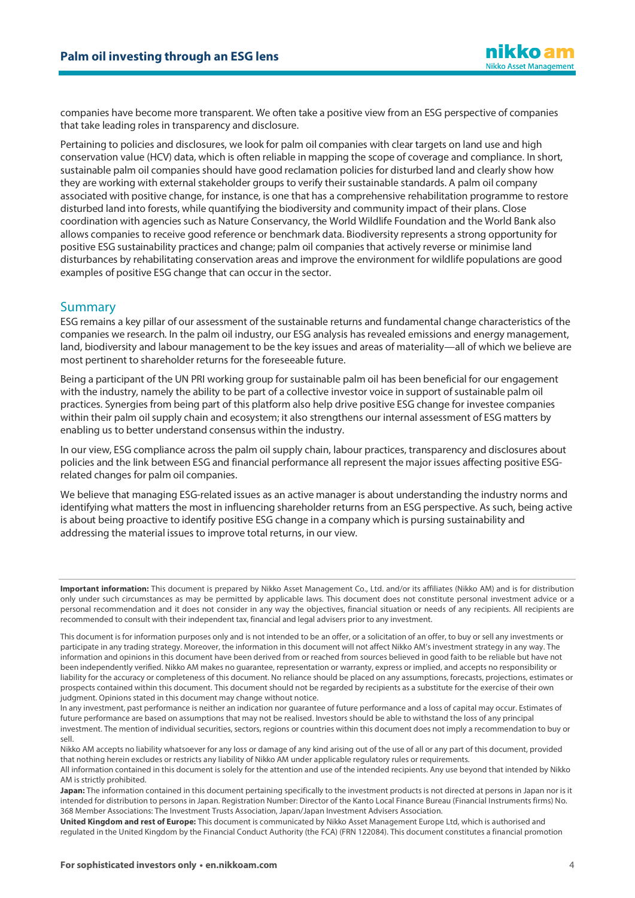companies have become more transparent. We often take a positive view from an ESG perspective of companies that take leading roles in transparency and disclosure.

Pertaining to policies and disclosures, we look for palm oil companies with clear targets on land use and high conservation value (HCV) data, which is often reliable in mapping the scope of coverage and compliance. In short, sustainable palm oil companies should have good reclamation policies for disturbed land and clearly show how they are working with external stakeholder groups to verify their sustainable standards. A palm oil company associated with positive change, for instance, is one that has a comprehensive rehabilitation programme to restore disturbed land into forests, while quantifying the biodiversity and community impact of their plans. Close coordination with agencies such as Nature Conservancy, the World Wildlife Foundation and the World Bank also allows companies to receive good reference or benchmark data. Biodiversity represents a strong opportunity for positive ESG sustainability practices and change; palm oil companies that actively reverse or minimise land disturbances by rehabilitating conservation areas and improve the environment for wildlife populations are good examples of positive ESG change that can occur in the sector.

## Summary

ESG remains a key pillar of our assessment of the sustainable returns and fundamental change characteristics of the companies we research. In the palm oil industry, our ESG analysis has revealed emissions and energy management, land, biodiversity and labour management to be the key issues and areas of materiality—all of which we believe are most pertinent to shareholder returns for the foreseeable future.

Being a participant of the UN PRI working group for sustainable palm oil has been beneficial for our engagement with the industry, namely the ability to be part of a collective investor voice in support of sustainable palm oil practices. Synergies from being part of this platform also help drive positive ESG change for investee companies within their palm oil supply chain and ecosystem; it also strengthens our internal assessment of ESG matters by enabling us to better understand consensus within the industry.

In our view, ESG compliance across the palm oil supply chain, labour practices, transparency and disclosures about policies and the link between ESG and financial performance all represent the major issues affecting positive ESG-related changes for palm oil companies.

We believe that managing ESG-related issues as an active manager is about understanding the industry norms and identifying what matters the most in influencing shareholder returns from an ESG perspective. As such, being active is about being proactive to identify positive ESG change in a company which is pursuing sustainability and addressing the material issues to improve total returns, in our view.

---

**Important information:** This document is prepared by Nikko Asset Management Co., Ltd. and/or its affiliates (Nikko AM) and is for distribution only under such circumstances as may be permitted by applicable laws. This document does not constitute personal investment advice or a personal recommendation and it does not consider in any way the objectives, financial situation or needs of any recipients. All recipients are recommended to consult with their independent tax, financial and legal advisers prior to any investment.

This document is for information purposes only and is not intended to be an offer, or a solicitation of an offer, to buy or sell any investments or participate in any trading strategy. Moreover, the information in this document will not affect Nikko AM's investment strategy in any way. The information and opinions in this document have been derived from or reached from sources believed in good faith to be reliable but have not been independently verified. Nikko AM makes no guarantee, representation or warranty, express or implied, and accepts no responsibility or liability for the accuracy or completeness of this document. No reliance should be placed on any assumptions, forecasts, projections, estimates or prospects contained within this document. This document should not be regarded by recipients as a substitute for the exercise of their own judgment. Opinions stated in this document may change without notice.

In any investment, past performance is neither an indication nor guarantee of future performance and a loss of capital may occur. Estimates of future performance are based on assumptions that may not be realised. Investors should be able to withstand the loss of any principal investment. The mention of individual securities, sectors, regions or countries within this document does not imply a recommendation to buy or sell.

Nikko AM accepts no liability whatsoever for any loss or damage of any kind arising out of the use of all or any part of this document, provided that nothing herein excludes or restricts any liability of Nikko AM under applicable regulatory rules or requirements.

All information contained in this document is solely for the attention and use of the intended recipients. Any use beyond that intended by Nikko AM is strictly prohibited.

**Japan:** The information contained in this document pertaining specifically to the investment products is not directed at persons in Japan nor is it intended for distribution to persons in Japan. Registration Number: Director of the Kanto Local Finance Bureau (Financial Instruments firms) No. 368 Member Associations: The Investment Trusts Association, Japan/Japan Investment Advisers Association.

**United Kingdom and rest of Europe:** This document is communicated by Nikko Asset Management Europe Ltd, which is authorised and regulated in the United Kingdom by the Financial Conduct Authority (the FCA) (FRN 122084). This document constitutes a financial promotion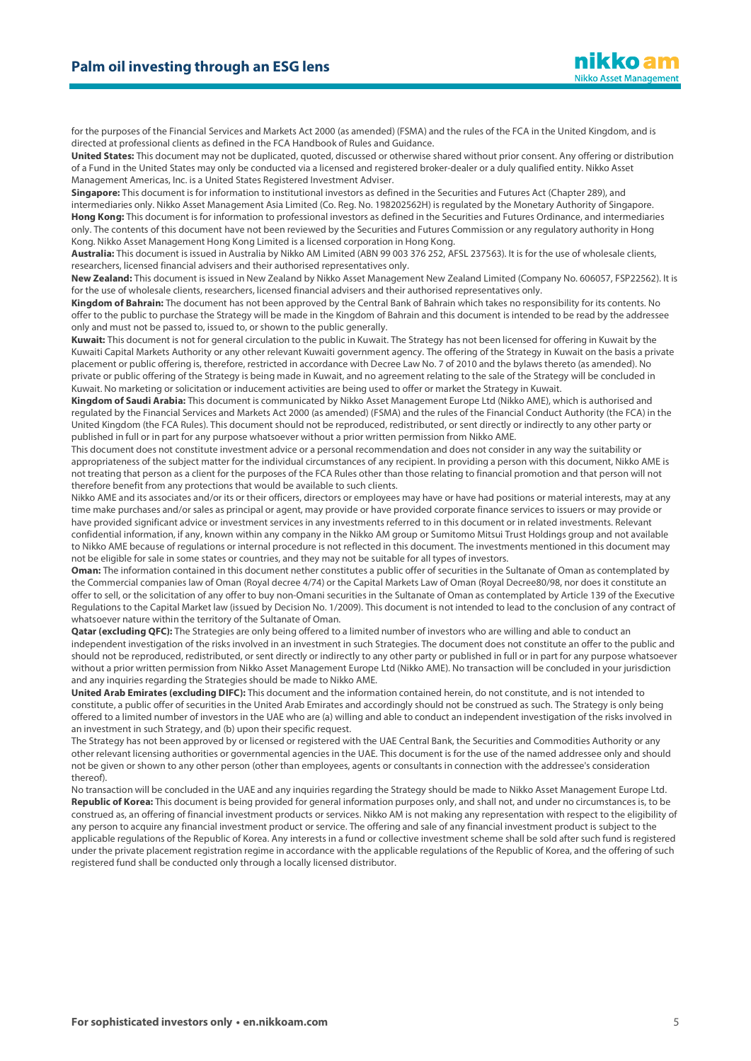for the purposes of the Financial Services and Markets Act 2000 (as amended) (FSMA) and the rules of the FCA in the United Kingdom, and is directed at professional clients as defined in the FCA Handbook of Rules and Guidance.

**United States:** This document may not be duplicated, quoted, discussed or otherwise shared without prior consent. Any offering or distribution of a Fund in the United States may only be conducted via a licensed and registered broker-dealer or a duly qualified entity. Nikko Asset Management Americas, Inc. is a United States Registered Investment Adviser.

**Singapore:** This document is for information to institutional investors as defined in the Securities and Futures Act (Chapter 289), and intermediaries only. Nikko Asset Management Asia Limited (Co. Reg. No. 198202562H) is regulated by the Monetary Authority of Singapore.

**Hong Kong:** This document is for information to professional investors as defined in the Securities and Futures Ordinance, and intermediaries only. The contents of this document have not been reviewed by the Securities and Futures Commission or any regulatory authority in Hong Kong. Nikko Asset Management Hong Kong Limited is a licensed corporation in Hong Kong.

**Australia:** This document is issued in Australia by Nikko AM Limited (ABN 99 003 376 252, AFSL 237563). It is for the use of wholesale clients, researchers, licensed financial advisers and their authorised representatives only.

**New Zealand:** This document is issued in New Zealand by Nikko Asset Management New Zealand Limited (Company No. 606057, FSP22562). It is for the use of wholesale clients, researchers, licensed financial advisers and their authorised representatives only.

**Kingdom of Bahrain:** The document has not been approved by the Central Bank of Bahrain which takes no responsibility for its contents. No offer to the public to purchase the Strategy will be made in the Kingdom of Bahrain and this document is intended to be read by the addressee only and must not be passed to, issued to, or shown to the public generally.

**Kuwait:** This document is not for general circulation to the public in Kuwait. The Strategy has not been licensed for offering in Kuwait by the Kuwaiti Capital Markets Authority or any other relevant Kuwaiti government agency. The offering of the Strategy in Kuwait on the basis a private placement or public offering is, therefore, restricted in accordance with Decree Law No. 7 of 2010 and the bylaws thereto (as amended). No private or public offering of the Strategy is being made in Kuwait, and no agreement relating to the sale of the Strategy will be concluded in Kuwait. No marketing or solicitation or inducement activities are being used to offer or market the Strategy in Kuwait.

**Kingdom of Saudi Arabia:** This document is communicated by Nikko Asset Management Europe Ltd (Nikko AME), which is authorised and regulated by the Financial Services and Markets Act 2000 (as amended) (FSMA) and the rules of the Financial Conduct Authority (the FCA) in the United Kingdom (the FCA Rules). This document should not be reproduced, redistributed, or sent directly or indirectly to any other party or published in full or in part for any purpose whatsoever without a prior written permission from Nikko AME.

This document does not constitute investment advice or a personal recommendation and does not consider in any way the suitability or appropriateness of the subject matter for the individual circumstances of any recipient. In providing a person with this document, Nikko AME is not treating that person as a client for the purposes of the FCA Rules other than those relating to financial promotion and that person will not therefore benefit from any protections that would be available to such clients.

Nikko AME and its associates and/or its or their officers, directors or employees may have or have had positions or material interests, may at any time make purchases and/or sales as principal or agent, may provide or have provided corporate finance services to issuers or may provide or have provided significant advice or investment services in any investments referred to in this document or in related investments. Relevant confidential information, if any, known within any company in the Nikko AM group or Sumitomo Mitsui Trust Holdings group and not available to Nikko AME because of regulations or internal procedure is not reflected in this document. The investments mentioned in this document may not be eligible for sale in some states or countries, and they may not be suitable for all types of investors.

**Oman:** The information contained in this document nether constitutes a public offer of securities in the Sultanate of Oman as contemplated by the Commercial companies law of Oman (Royal decree 4/74) or the Capital Markets Law of Oman (Royal Decree80/98, nor does it constitute an offer to sell, or the solicitation of any offer to buy non-Omani securities in the Sultanate of Oman as contemplated by Article 139 of the Executive Regulations to the Capital Market law (issued by Decision No. 1/2009). This document is not intended to lead to the conclusion of any contract of whatsoever nature within the territory of the Sultanate of Oman.

**Qatar (excluding QFC):** The Strategies are only being offered to a limited number of investors who are willing and able to conduct an independent investigation of the risks involved in an investment in such Strategies. The document does not constitute an offer to the public and should not be reproduced, redistributed, or sent directly or indirectly to any other party or published in full or in part for any purpose whatsoever without a prior written permission from Nikko Asset Management Europe Ltd (Nikko AME). No transaction will be concluded in your jurisdiction and any inquiries regarding the Strategies should be made to Nikko AME.

**United Arab Emirates (excluding DIFC):** This document and the information contained herein, do not constitute, and is not intended to constitute, a public offer of securities in the United Arab Emirates and accordingly should not be construed as such. The Strategy is only being offered to a limited number of investors in the UAE who are (a) willing and able to conduct an independent investigation of the risks involved in an investment in such Strategy, and (b) upon their specific request.

The Strategy has not been approved by or licensed or registered with the UAE Central Bank, the Securities and Commodities Authority or any other relevant licensing authorities or governmental agencies in the UAE. This document is for the use of the named addressee only and should not be given or shown to any other person (other than employees, agents or consultants in connection with the addressee's consideration thereof).

No transaction will be concluded in the UAE and any inquiries regarding the Strategy should be made to Nikko Asset Management Europe Ltd.

**Republic of Korea:** This document is being provided for general information purposes only, and shall not, and under no circumstances is, to be construed as, an offering of financial investment products or services. Nikko AM is not making any representation with respect to the eligibility of any person to acquire any financial investment product or service. The offering and sale of any financial investment product is subject to the applicable regulations of the Republic of Korea. Any interests in a fund or collective investment scheme shall be sold after such fund is registered under the private placement registration regime in accordance with the applicable regulations of the Republic of Korea, and the offering of such registered fund shall be conducted only through a locally licensed distributor.